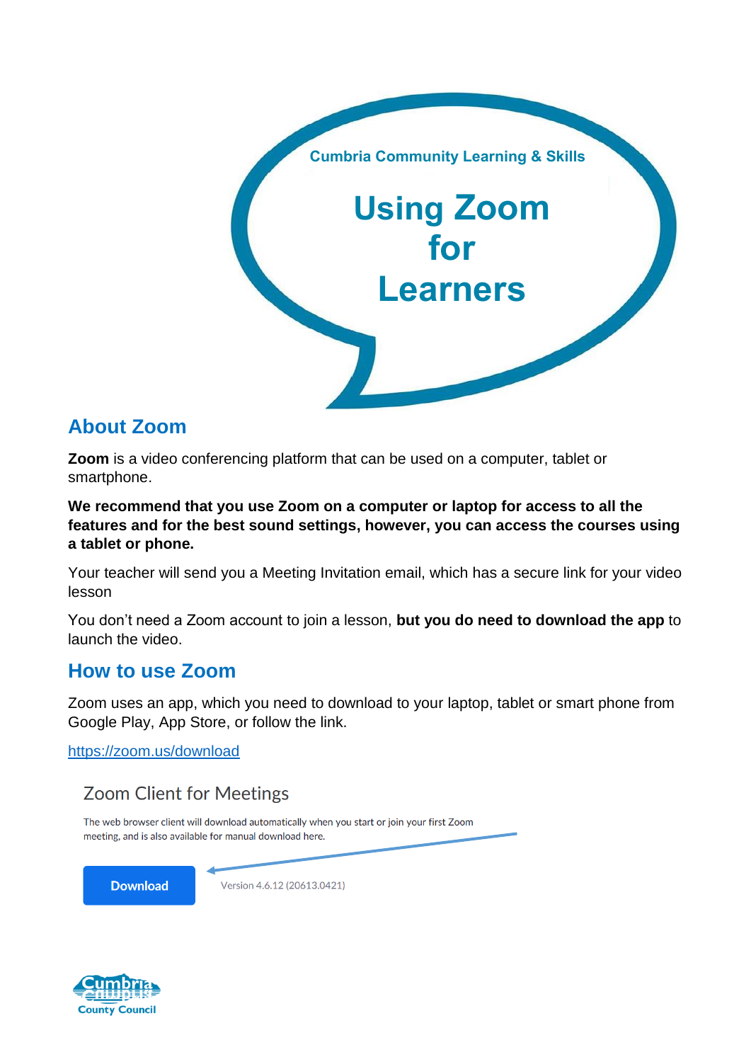Cumbria Community Learning & Skills

# Using Zoom for Learners

## About Zoom

**Zoom** is a video conferencing platform that can be used on a computer, tablet or smartphone.

**We recommend that you use Zoom on a computer or laptop for access to all the features and for the best sound settings, however, you can access the courses using a tablet or phone.**

Your teacher will send you a Meeting Invitation email, which has a secure link for your video lesson

You don't need a Zoom account to join a lesson, **but you do need to download the app** to launch the video.

## How to use Zoom

Zoom uses an app, which you need to download to your laptop, tablet or smart phone from Google Play, App Store, or follow the link.

[https://zoom.us/download](https://zoom.us/download)

Zoom Client for Meetings

The web browser client will download automatically when you start or join your first Zoom meeting, and is also available for manual download here.

Download

Version 4.6.12 (20613.0421)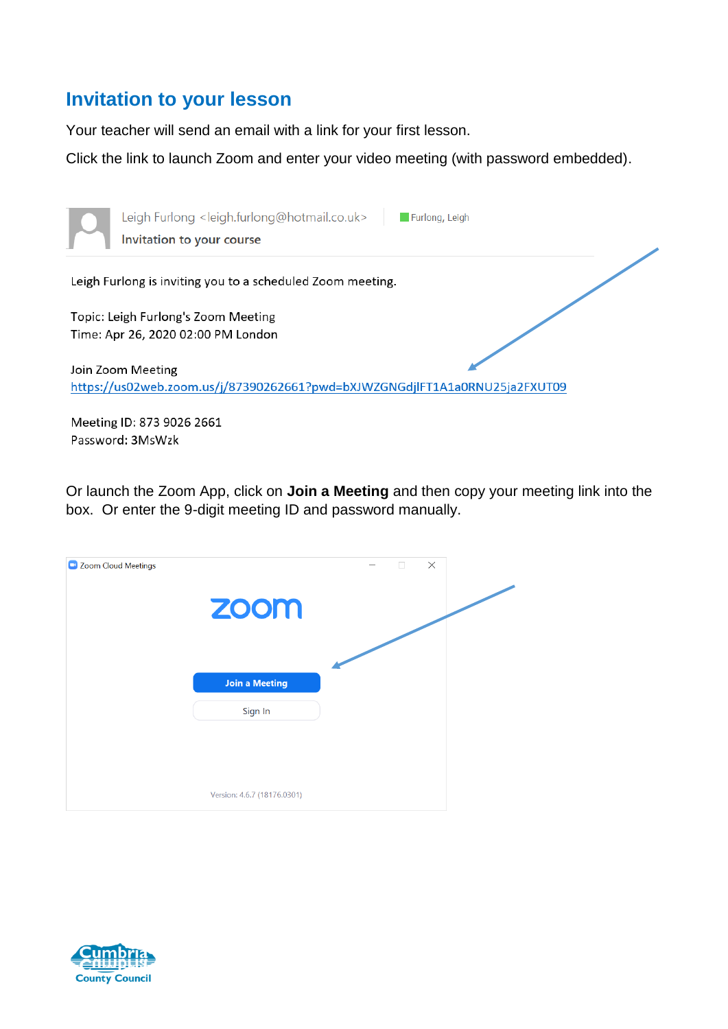## Invitation to your lesson

Your teacher will send an email with a link for your first lesson.

Click the link to launch Zoom and enter your video meeting (with password embedded).

Leigh Furlong <leigh.furlong@hotmail.co.uk> Furlong, Leigh

Invitation to your course

Leigh Furlong is inviting you to a scheduled Zoom meeting.

Topic: Leigh Furlong's Zoom Meeting
Time: Apr 26, 2020 02:00 PM London

Join Zoom Meeting
https://us02web.zoom.us/j/87390262661?pwd=bXJWZGNGdjlFT1A1a0RNU25ja2FXUT09

Meeting ID: 873 9026 2661
Password: 3MsWzk

Or launch the Zoom App, click on **Join a Meeting** and then copy your meeting link into the box. Or enter the 9-digit meeting ID and password manually.

Zoom Cloud Meetings

zoom

Join a Meeting

Sign In

Version: 4.6.7 (18176.0301)

Cumbria County Council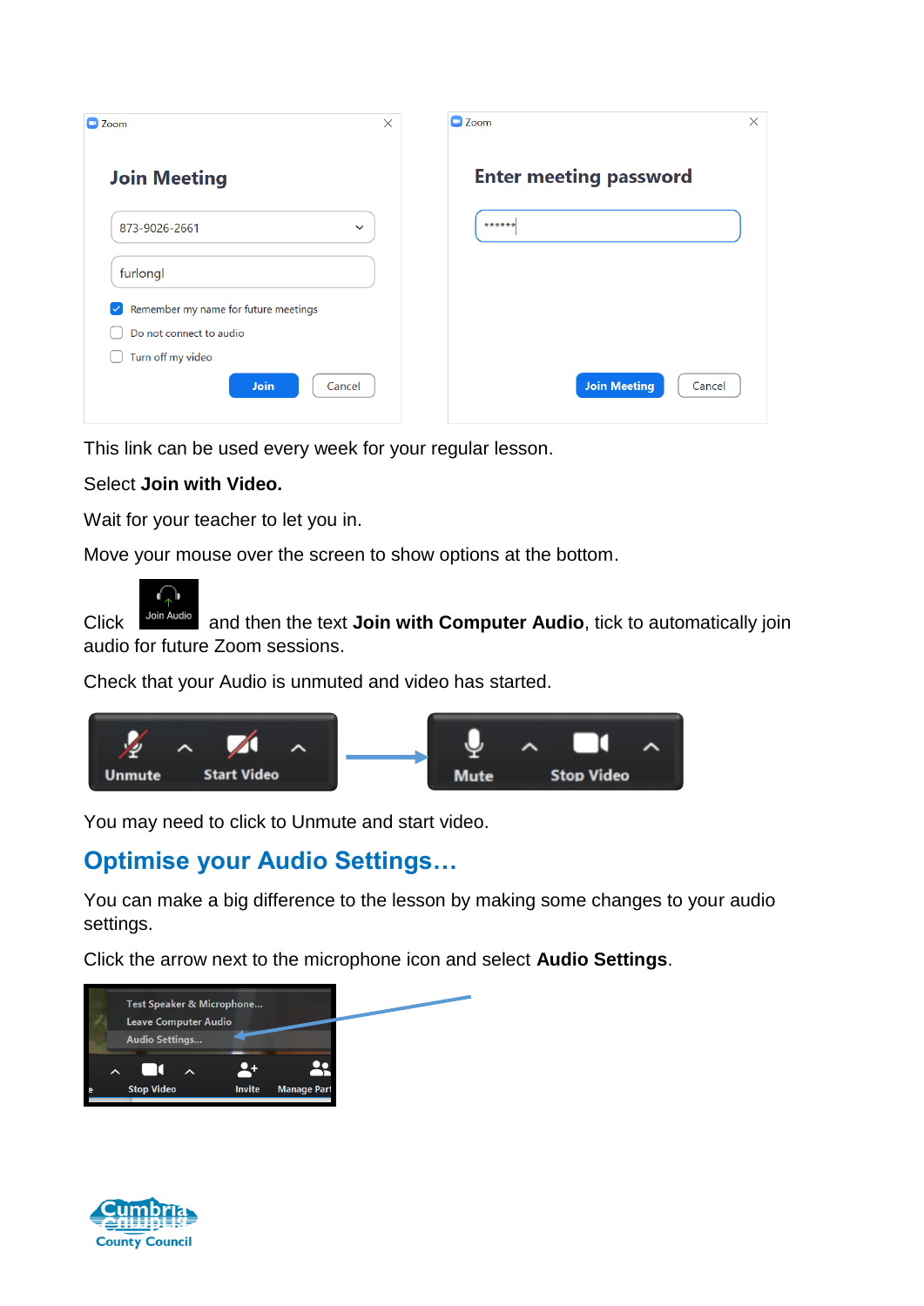This link can be used every week for your regular lesson.

Select **Join with Video.**

Wait for your teacher to let you in.

Move your mouse over the screen to show options at the bottom.

Click Join Audio and then the text **Join with Computer Audio**, tick to automatically join audio for future Zoom sessions.

Check that your Audio is unmuted and video has started.

You may need to click to Unmute and start video.

## Optimise your Audio Settings…

You can make a big difference to the lesson by making some changes to your audio settings.

Click the arrow next to the microphone icon and select **Audio Settings**.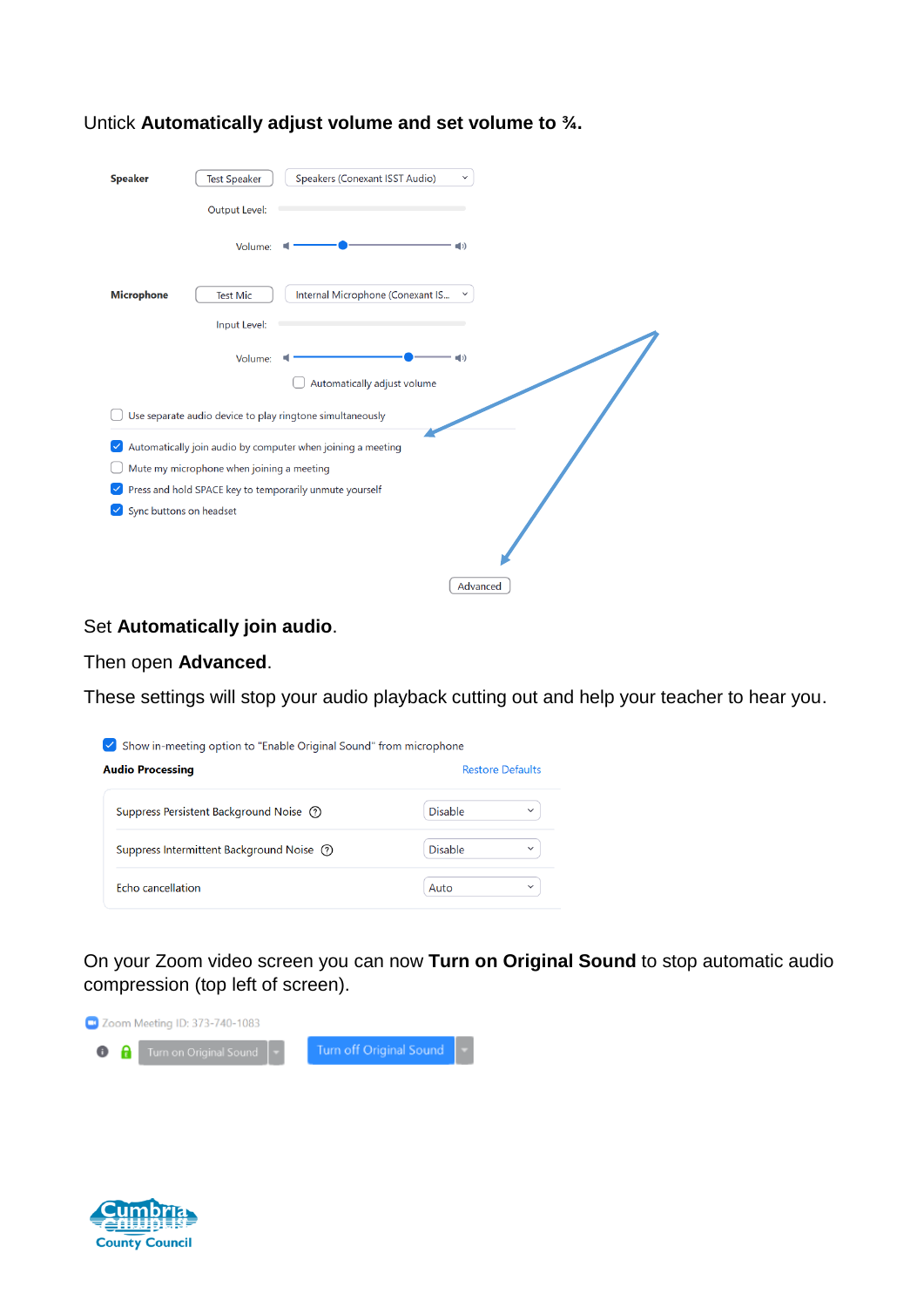Untick **Automatically adjust volume and set volume to ¾.**

**Speaker** Test Speaker Speakers (Conexant ISST Audio)

Output Level:

Volume:

**Microphone** Test Mic Internal Microphone (Conexant IS...

Input Level:

Volume:

Automatically adjust volume

Use separate audio device to play ringtone simultaneously

Automatically join audio by computer when joining a meeting

Mute my microphone when joining a meeting

Press and hold SPACE key to temporarily unmute yourself

Sync buttons on headset

Advanced

Set **Automatically join audio**.

Then open **Advanced**.

These settings will stop your audio playback cutting out and help your teacher to hear you.

Show in-meeting option to "Enable Original Sound" from microphone

**Audio Processing** Restore Defaults

| | |
|---|---|
| Suppress Persistent Background Noise | Disable |
| Suppress Intermittent Background Noise | Disable |
| Echo cancellation | Auto |

On your Zoom video screen you can now **Turn on Original Sound** to stop automatic audio compression (top left of screen).

Zoom Meeting ID: 373-740-1083

Turn on Original Sound Turn off Original Sound

Cumbria County Council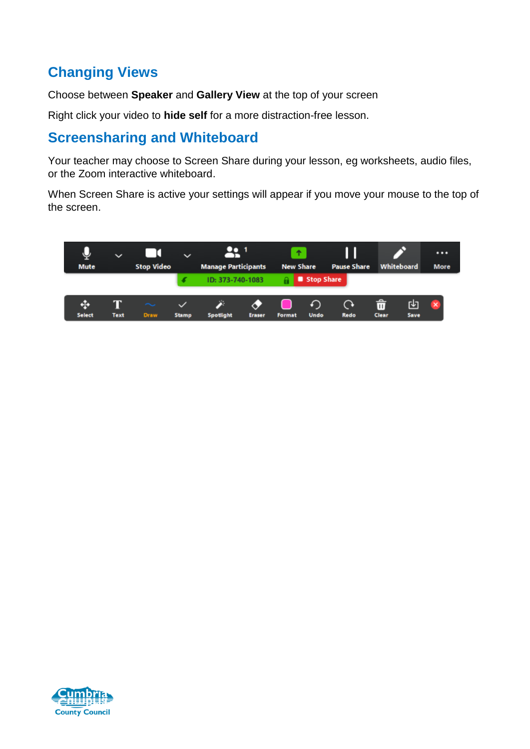## Changing Views

Choose between **Speaker** and **Gallery View** at the top of your screen

Right click your video to **hide self** for a more distraction-free lesson.

## Screensharing and Whiteboard

Your teacher may choose to Screen Share during your lesson, eg worksheets, audio files, or the Zoom interactive whiteboard.

When Screen Share is active your settings will appear if you move your mouse to the top of the screen.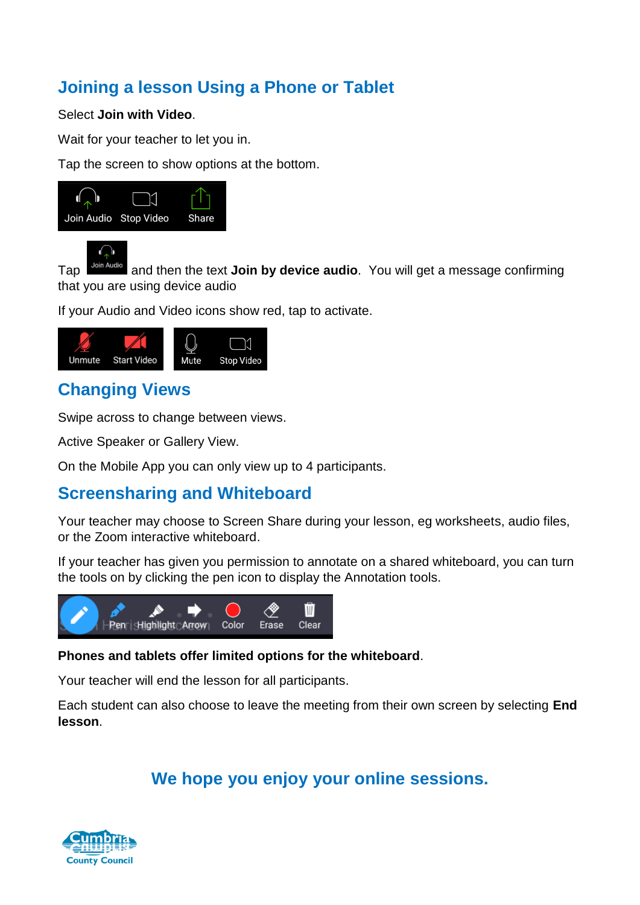## Joining a lesson Using a Phone or Tablet

Select **Join with Video**.

Wait for your teacher to let you in.

Tap the screen to show options at the bottom.

Join Audio Stop Video Share

Tap Join Audio and then the text **Join by device audio**. You will get a message confirming that you are using device audio

If your Audio and Video icons show red, tap to activate.

Unmute Start Video Mute Stop Video

## Changing Views

Swipe across to change between views.

Active Speaker or Gallery View.

On the Mobile App you can only view up to 4 participants.

## Screensharing and Whiteboard

Your teacher may choose to Screen Share during your lesson, eg worksheets, audio files, or the Zoom interactive whiteboard.

If your teacher has given you permission to annotate on a shared whiteboard, you can turn the tools on by clicking the pen icon to display the Annotation tools.

Pen Highlight Arrow Color Erase Clear

**Phones and tablets offer limited options for the whiteboard**.

Your teacher will end the lesson for all participants.

Each student can also choose to leave the meeting from their own screen by selecting **End lesson**.

## We hope you enjoy your online sessions.

Cumbria County Council